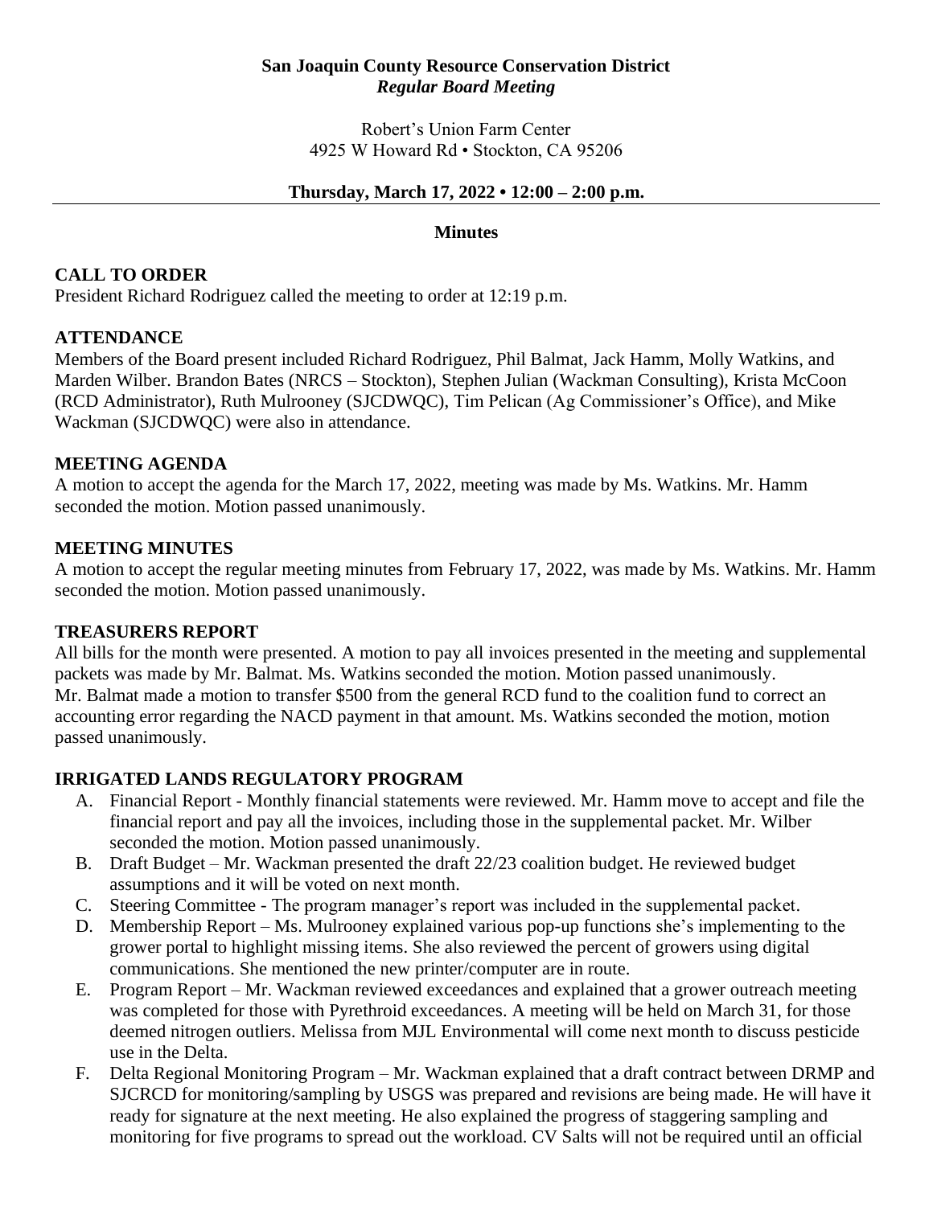**San Joaquin County Resource Conservation District**
***Regular Board Meeting***

Robert's Union Farm Center
4925 W Howard Rd • Stockton, CA 95206

**Thursday, March 17, 2022 • 12:00 – 2:00 p.m.**

**Minutes**

## CALL TO ORDER

President Richard Rodriguez called the meeting to order at 12:19 p.m.

## ATTENDANCE

Members of the Board present included Richard Rodriguez, Phil Balmat, Jack Hamm, Molly Watkins, and Marden Wilber. Brandon Bates (NRCS – Stockton), Stephen Julian (Wackman Consulting), Krista McCoon (RCD Administrator), Ruth Mulrooney (SJCDWQC), Tim Pelican (Ag Commissioner's Office), and Mike Wackman (SJCDWQC) were also in attendance.

## MEETING AGENDA

A motion to accept the agenda for the March 17, 2022, meeting was made by Ms. Watkins. Mr. Hamm seconded the motion. Motion passed unanimously.

## MEETING MINUTES

A motion to accept the regular meeting minutes from February 17, 2022, was made by Ms. Watkins. Mr. Hamm seconded the motion. Motion passed unanimously.

## TREASURERS REPORT

All bills for the month were presented. A motion to pay all invoices presented in the meeting and supplemental packets was made by Mr. Balmat. Ms. Watkins seconded the motion. Motion passed unanimously.
Mr. Balmat made a motion to transfer $500 from the general RCD fund to the coalition fund to correct an accounting error regarding the NACD payment in that amount. Ms. Watkins seconded the motion, motion passed unanimously.

## IRRIGATED LANDS REGULATORY PROGRAM

A. Financial Report - Monthly financial statements were reviewed. Mr. Hamm move to accept and file the financial report and pay all the invoices, including those in the supplemental packet. Mr. Wilber seconded the motion. Motion passed unanimously.
B. Draft Budget – Mr. Wackman presented the draft 22/23 coalition budget. He reviewed budget assumptions and it will be voted on next month.
C. Steering Committee - The program manager's report was included in the supplemental packet.
D. Membership Report – Ms. Mulrooney explained various pop-up functions she's implementing to the grower portal to highlight missing items. She also reviewed the percent of growers using digital communications. She mentioned the new printer/computer are in route.
E. Program Report – Mr. Wackman reviewed exceedances and explained that a grower outreach meeting was completed for those with Pyrethroid exceedances. A meeting will be held on March 31, for those deemed nitrogen outliers. Melissa from MJL Environmental will come next month to discuss pesticide use in the Delta.
F. Delta Regional Monitoring Program – Mr. Wackman explained that a draft contract between DRMP and SJCRCD for monitoring/sampling by USGS was prepared and revisions are being made. He will have it ready for signature at the next meeting. He also explained the progress of staggering sampling and monitoring for five programs to spread out the workload. CV Salts will not be required until an official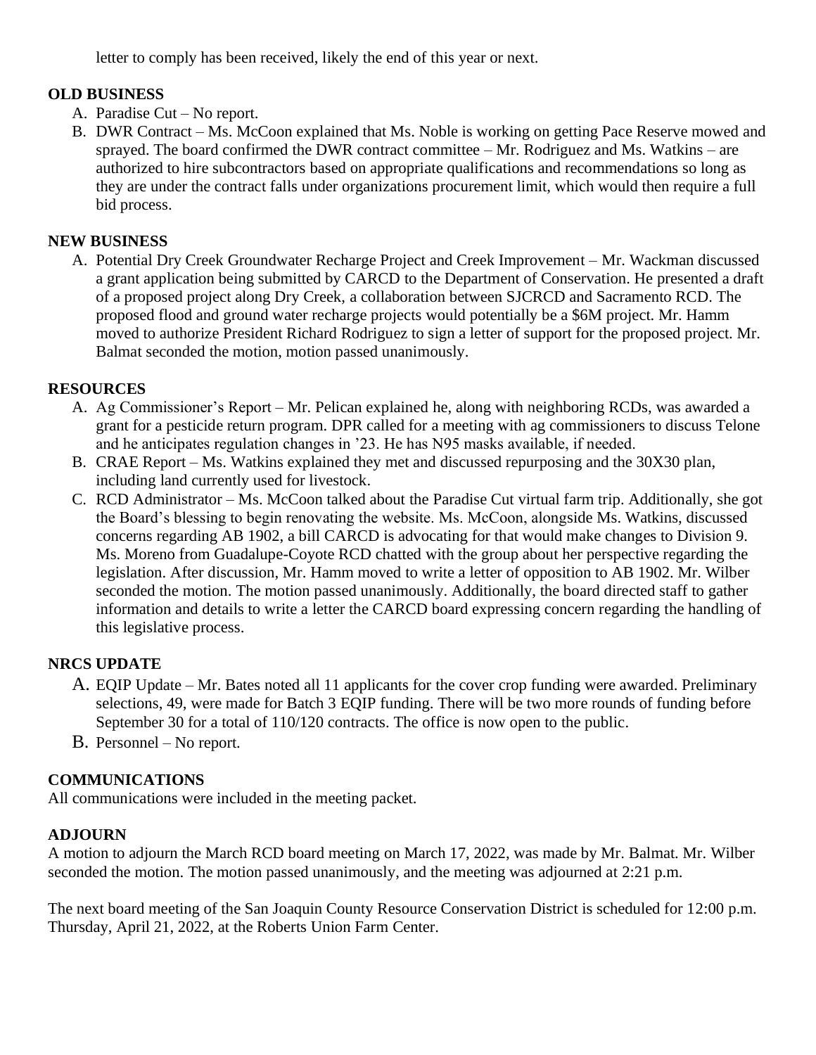letter to comply has been received, likely the end of this year or next.

**OLD BUSINESS**

A. Paradise Cut – No report.
B. DWR Contract – Ms. McCoon explained that Ms. Noble is working on getting Pace Reserve mowed and sprayed. The board confirmed the DWR contract committee – Mr. Rodriguez and Ms. Watkins – are authorized to hire subcontractors based on appropriate qualifications and recommendations so long as they are under the contract falls under organizations procurement limit, which would then require a full bid process.

**NEW BUSINESS**

A. Potential Dry Creek Groundwater Recharge Project and Creek Improvement – Mr. Wackman discussed a grant application being submitted by CARCD to the Department of Conservation. He presented a draft of a proposed project along Dry Creek, a collaboration between SJCRCD and Sacramento RCD. The proposed flood and ground water recharge projects would potentially be a $6M project. Mr. Hamm moved to authorize President Richard Rodriguez to sign a letter of support for the proposed project. Mr. Balmat seconded the motion, motion passed unanimously.

**RESOURCES**

A. Ag Commissioner's Report – Mr. Pelican explained he, along with neighboring RCDs, was awarded a grant for a pesticide return program. DPR called for a meeting with ag commissioners to discuss Telone and he anticipates regulation changes in '23. He has N95 masks available, if needed.
B. CRAE Report – Ms. Watkins explained they met and discussed repurposing and the 30X30 plan, including land currently used for livestock.
C. RCD Administrator – Ms. McCoon talked about the Paradise Cut virtual farm trip. Additionally, she got the Board's blessing to begin renovating the website. Ms. McCoon, alongside Ms. Watkins, discussed concerns regarding AB 1902, a bill CARCD is advocating for that would make changes to Division 9. Ms. Moreno from Guadalupe-Coyote RCD chatted with the group about her perspective regarding the legislation. After discussion, Mr. Hamm moved to write a letter of opposition to AB 1902. Mr. Wilber seconded the motion. The motion passed unanimously. Additionally, the board directed staff to gather information and details to write a letter the CARCD board expressing concern regarding the handling of this legislative process.

**NRCS UPDATE**

A. EQIP Update – Mr. Bates noted all 11 applicants for the cover crop funding were awarded. Preliminary selections, 49, were made for Batch 3 EQIP funding. There will be two more rounds of funding before September 30 for a total of 110/120 contracts. The office is now open to the public.
B. Personnel – No report.

**COMMUNICATIONS**

All communications were included in the meeting packet.

**ADJOURN**

A motion to adjourn the March RCD board meeting on March 17, 2022, was made by Mr. Balmat. Mr. Wilber seconded the motion. The motion passed unanimously, and the meeting was adjourned at 2:21 p.m.

The next board meeting of the San Joaquin County Resource Conservation District is scheduled for 12:00 p.m. Thursday, April 21, 2022, at the Roberts Union Farm Center.